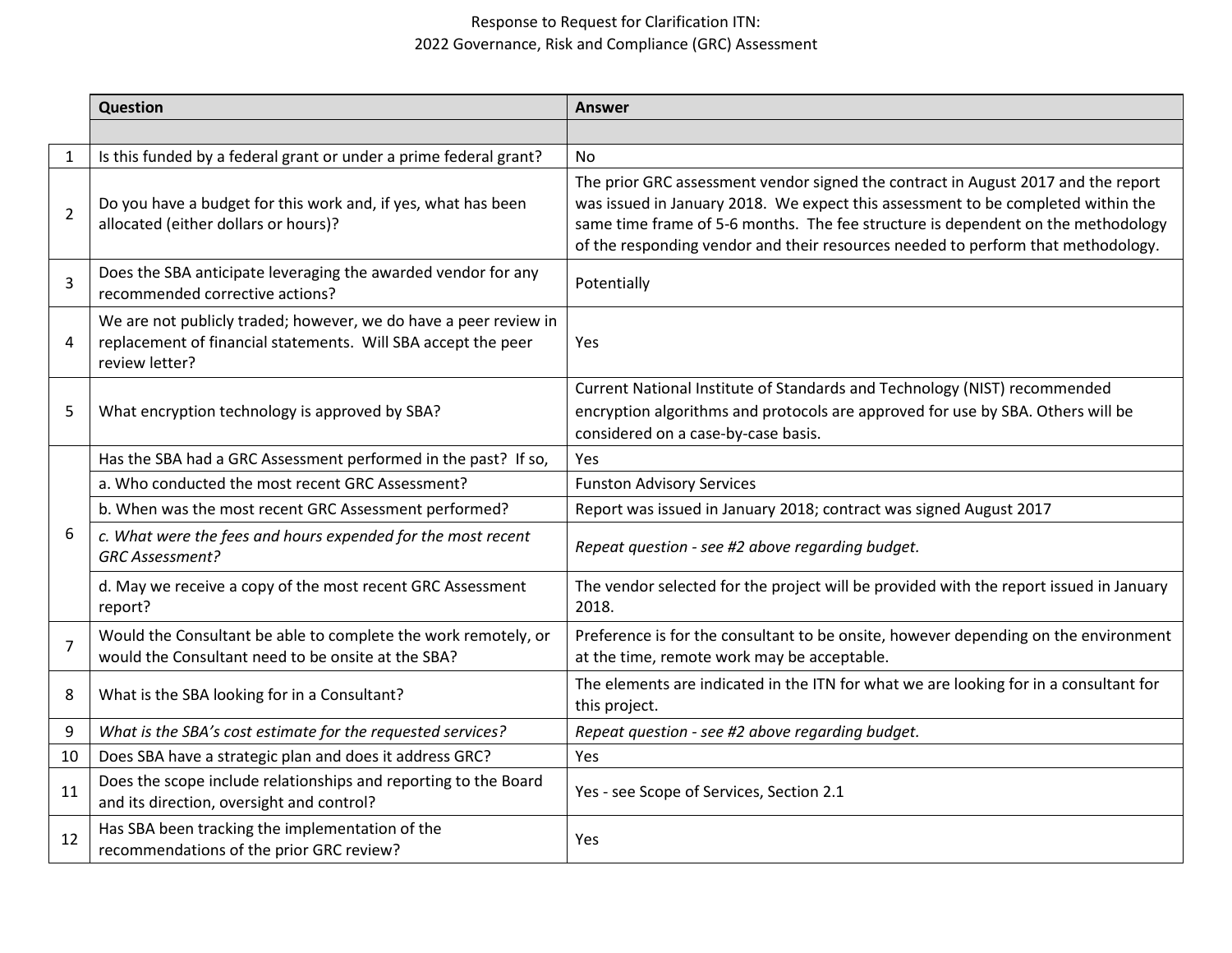Response to Request for Clarification ITN:
2022 Governance, Risk and Compliance (GRC) Assessment

| | Question | Answer |
|---|---|---|
| | | |
| 1 | Is this funded by a federal grant or under a prime federal grant? | No |
| 2 | Do you have a budget for this work and, if yes, what has been allocated (either dollars or hours)? | The prior GRC assessment vendor signed the contract in August 2017 and the report was issued in January 2018. We expect this assessment to be completed within the same time frame of 5-6 months. The fee structure is dependent on the methodology of the responding vendor and their resources needed to perform that methodology. |
| 3 | Does the SBA anticipate leveraging the awarded vendor for any recommended corrective actions? | Potentially |
| 4 | We are not publicly traded; however, we do have a peer review in replacement of financial statements. Will SBA accept the peer review letter? | Yes |
| 5 | What encryption technology is approved by SBA? | Current National Institute of Standards and Technology (NIST) recommended encryption algorithms and protocols are approved for use by SBA. Others will be considered on a case-by-case basis. |
| 6 | Has the SBA had a GRC Assessment performed in the past? If so, | Yes |
| | a. Who conducted the most recent GRC Assessment? | Funston Advisory Services |
| | b. When was the most recent GRC Assessment performed? | Report was issued in January 2018; contract was signed August 2017 |
| | *c. What were the fees and hours expended for the most recent GRC Assessment?* | *Repeat question - see #2 above regarding budget.* |
| | d. May we receive a copy of the most recent GRC Assessment report? | The vendor selected for the project will be provided with the report issued in January 2018. |
| 7 | Would the Consultant be able to complete the work remotely, or would the Consultant need to be onsite at the SBA? | Preference is for the consultant to be onsite, however depending on the environment at the time, remote work may be acceptable. |
| 8 | What is the SBA looking for in a Consultant? | The elements are indicated in the ITN for what we are looking for in a consultant for this project. |
| 9 | *What is the SBA's cost estimate for the requested services?* | *Repeat question - see #2 above regarding budget.* |
| 10 | Does SBA have a strategic plan and does it address GRC? | Yes |
| 11 | Does the scope include relationships and reporting to the Board and its direction, oversight and control? | Yes - see Scope of Services, Section 2.1 |
| 12 | Has SBA been tracking the implementation of the recommendations of the prior GRC review? | Yes |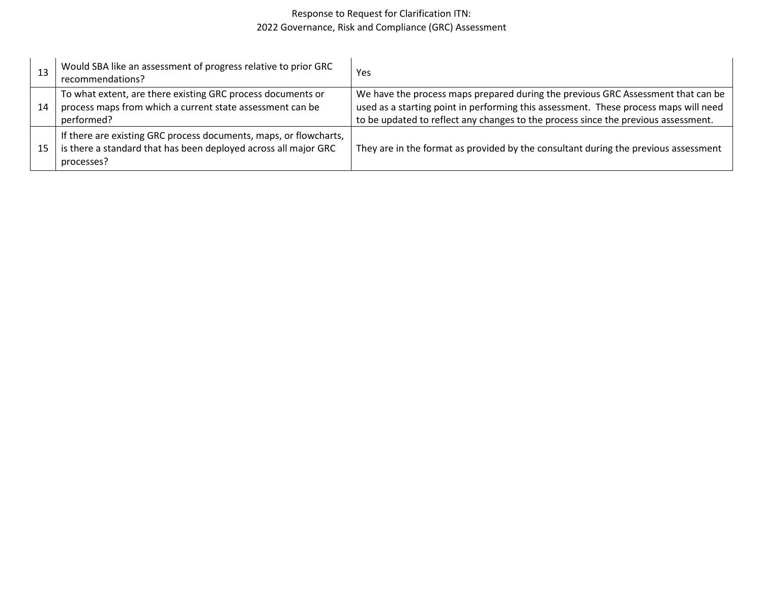| | | |
|---|---|---|
| 13 | Would SBA like an assessment of progress relative to prior GRC recommendations? | Yes |
| 14 | To what extent, are there existing GRC process documents or process maps from which a current state assessment can be performed? | We have the process maps prepared during the previous GRC Assessment that can be used as a starting point in performing this assessment.  These process maps will need to be updated to reflect any changes to the process since the previous assessment. |
| 15 | If there are existing GRC process documents, maps, or flowcharts, is there a standard that has been deployed across all major GRC processes? | They are in the format as provided by the consultant during the previous assessment |